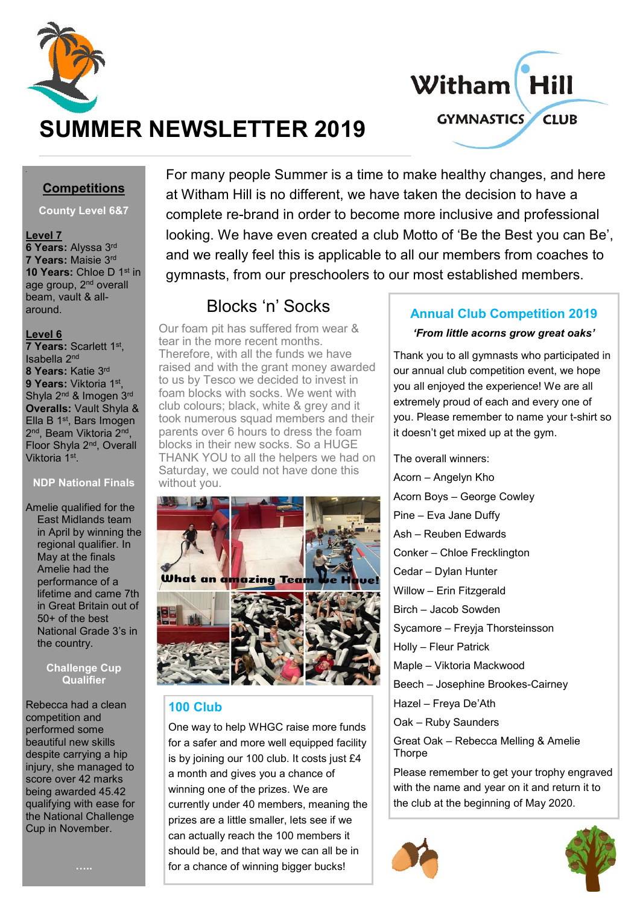# SUMMER NEWSLETTER 2019

Witham Hill Gymnastics Club

For many people Summer is a time to make healthy changes, and here at Witham Hill is no different, we have taken the decision to have a complete re-brand in order to become more inclusive and professional looking. We have even created a club Motto of 'Be the Best you can Be', and we really feel this is applicable to all our members from coaches to gymnasts, from our preschoolers to our most established members.

## Competitions

**County Level 6&7**

**Level 7**

**6 Years:** Alyssa 3rd
**7 Years:** Maisie 3rd
**10 Years:** Chloe D 1st in age group, 2nd overall beam, vault & all-around.

**Level 6**

**7 Years:** Scarlett 1st, Isabella 2nd
**8 Years:** Katie 3rd
**9 Years:** Viktoria 1st, Shyla 2nd & Imogen 3rd
**Overalls:** Vault Shyla & Ella B 1st, Bars Imogen 2nd, Beam Viktoria 2nd, Floor Shyla 2nd, Overall Viktoria 1st.

**NDP National Finals**

Amelie qualified for the East Midlands team in April by winning the regional qualifier. In May at the finals Amelie had the performance of a lifetime and came 7th in Great Britain out of 50+ of the best National Grade 3's in the country.

**Challenge Cup Qualifier**

Rebecca had a clean competition and performed some beautiful new skills despite carrying a hip injury, she managed to score over 42 marks being awarded 45.42 qualifying with ease for the National Challenge Cup in November.

.....

## Blocks 'n' Socks

Our foam pit has suffered from wear & tear in the more recent months. Therefore, with all the funds we have raised and with the grant money awarded to us by Tesco we decided to invest in foam blocks with socks. We went with club colours; black, white & grey and it took numerous squad members and their parents over 6 hours to dress the foam blocks in their new socks. So a HUGE THANK YOU to all the helpers we had on Saturday, we could not have done this without you.

What an amazing Team we Have!

## 100 Club

One way to help WHGC raise more funds for a safer and more well equipped facility is by joining our 100 club. It costs just £4 a month and gives you a chance of winning one of the prizes. We are currently under 40 members, meaning the prizes are a little smaller, lets see if we can actually reach the 100 members it should be, and that way we can all be in for a chance of winning bigger bucks!

## Annual Club Competition 2019

*'From little acorns grow great oaks'*

Thank you to all gymnasts who participated in our annual club competition event, we hope you all enjoyed the experience! We are all extremely proud of each and every one of you. Please remember to name your t-shirt so it doesn't get mixed up at the gym.

The overall winners:

Acorn – Angelyn Kho
Acorn Boys – George Cowley
Pine – Eva Jane Duffy
Ash – Reuben Edwards
Conker – Chloe Frecklington
Cedar – Dylan Hunter
Willow – Erin Fitzgerald
Birch – Jacob Sowden
Sycamore – Freyja Thorsteinsson
Holly – Fleur Patrick
Maple – Viktoria Mackwood
Beech – Josephine Brookes-Cairney
Hazel – Freya De'Ath
Oak – Ruby Saunders
Great Oak – Rebecca Melling & Amelie Thorpe

Please remember to get your trophy engraved with the name and year on it and return it to the club at the beginning of May 2020.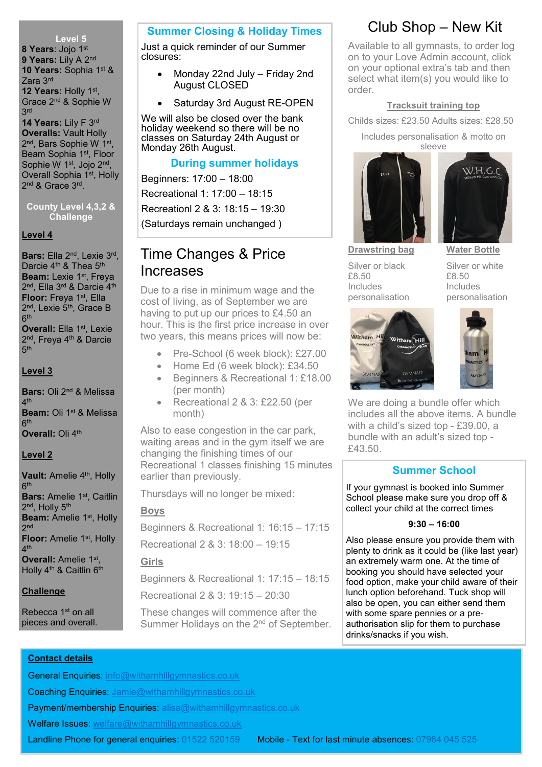**Level 5**

**8 Years**: Jojo 1st
**9 Years**: Lily A 2nd
**10 Years:** Sophia 1st & Zara 3rd
**12 Years:** Holly 1st, Grace 2nd & Sophie W 3rd
**14 Years:** Lily F 3rd
**Overalls:** Vault Holly 2nd, Bars Sophie W 1st, Beam Sophia 1st, Floor Sophie W 1st, Jojo 2nd, Overall Sophia 1st, Holly 2nd & Grace 3rd.

**County Level 4,3,2 & Challenge**

**Level 4**

**Bars:** Ella 2nd, Lexie 3rd, Darcie 4th & Thea 5th
**Beam:** Lexie 1st, Freya 2nd, Ella 3rd & Darcie 4th
**Floor:** Freya 1st, Ella 2nd, Lexie 5th, Grace B 6th
**Overall:** Ella 1st, Lexie 2nd, Freya 4th & Darcie 5th

**Level 3**

**Bars:** Oli 2nd & Melissa 4th
**Beam:** Oli 1st & Melissa 6th
**Overall:** Oli 4th

**Level 2**

**Vault:** Amelie 4th, Holly 6th
**Bars:** Amelie 1st, Caitlin 2nd, Holly 5th
**Beam:** Amelie 1st, Holly 2nd
**Floor:** Amelie 1st, Holly 4th
**Overall:** Amelie 1st, Holly 4th & Caitlin 6th

**Challenge**

Rebecca 1st on all pieces and overall.

## Summer Closing & Holiday Times

Just a quick reminder of our Summer closures:

- Monday 22nd July – Friday 2nd August CLOSED
- Saturday 3rd August RE-OPEN

We will also be closed over the bank holiday weekend so there will be no classes on Saturday 24th August or Monday 26th August.

### During summer holidays

Beginners: 17:00 – 18:00
Recreational 1: 17:00 – 18:15
Recreationl 2 & 3: 18:15 – 19:30
(Saturdays remain unchanged )

## Time Changes & Price Increases

Due to a rise in minimum wage and the cost of living, as of September we are having to put up our prices to £4.50 an hour. This is the first price increase in over two years, this means prices will now be:

- Pre-School (6 week block): £27.00
- Home Ed (6 week block): £34.50
- Beginners & Recreational 1: £18.00 (per month)
- Recreational 2 & 3: £22.50 (per month)

Also to ease congestion in the car park, waiting areas and in the gym itself we are changing the finishing times of our Recreational 1 classes finishing 15 minutes earlier than previously.

Thursdays will no longer be mixed:

**Boys**

Beginners & Recreational 1: 16:15 – 17:15
Recreational 2 & 3: 18:00 – 19:15

**Girls**

Beginners & Recreational 1: 17:15 – 18:15
Recreational 2 & 3: 19:15 – 20:30

These changes will commence after the Summer Holidays on the 2nd of September.

## Club Shop – New Kit

Available to all gymnasts, to order log on to your Love Admin account, click on your optional extra's tab and then select what item(s) you would like to order.

**Tracksuit training top**

Childs sizes: £23.50 Adults sizes: £28.50

Includes personalisation & motto on sleeve

**Drawstring bag**

Silver or black
£8.50
Includes personalisation

**Water Bottle**

Silver or white
£8.50
Includes personalisation

We are doing a bundle offer which includes all the above items. A bundle with a child's sized top - £39.00, a bundle with an adult's sized top - £43.50.

## Summer School

If your gymnast is booked into Summer School please make sure you drop off & collect your child at the correct times

**9:30 – 16:00**

Also please ensure you provide them with plenty to drink as it could be (like last year) an extremely warm one. At the time of booking you should have selected your food option, make your child aware of their lunch option beforehand. Tuck shop will also be open, you can either send them with some spare pennies or a pre-authorisation slip for them to purchase drinks/snacks if you wish.

**Contact details**

General Enquiries: info@withamhillgymnastics.co.uk
Coaching Enquiries: Jamie@withamhillgymnastics.co.uk
Payment/membership Enquiries: alisa@withamhillgymnastics.co.uk
Welfare Issues: welfare@withamhillgymnastics.co.uk
Landline Phone for general enquiries: 01522 520159 Mobile - Text for last minute absences: 07964 045 525